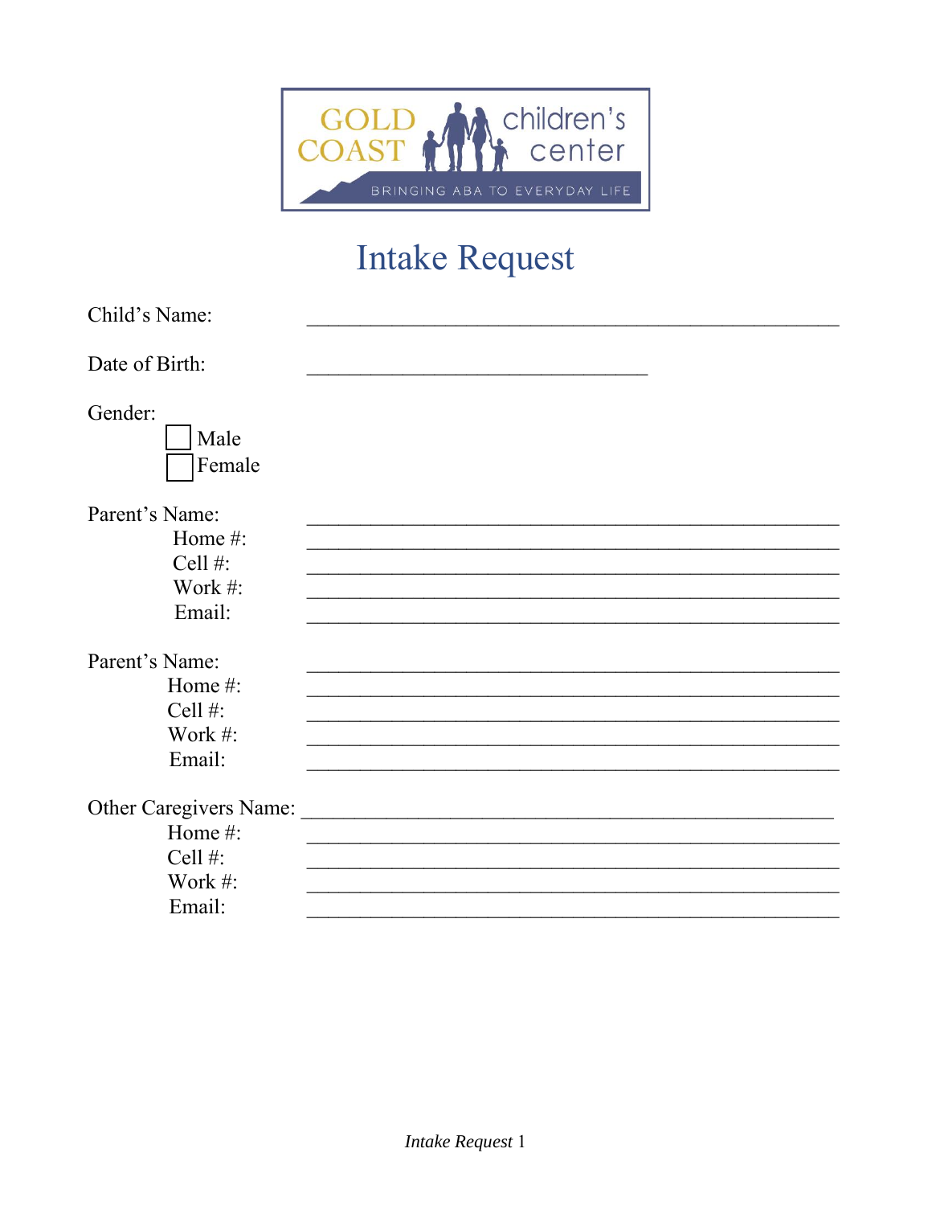GOLD COAST children's center

BRINGING ABA TO EVERYDAY LIFE

# Intake Request

Child's Name: ____________________________________________

Date of Birth: ______________________________

Gender:

- ☐ Male
- ☐ Female

Parent's Name: ____________________________________________

Home #: ____________________________________________

Cell #: ____________________________________________

Work #: ____________________________________________

Email: ____________________________________________

Parent's Name: ____________________________________________

Home #: ____________________________________________

Cell #: ____________________________________________

Work #: ____________________________________________

Email: ____________________________________________

Other Caregivers Name: ____________________________________________

Home #: ____________________________________________

Cell #: ____________________________________________

Work #: ____________________________________________

Email: ____________________________________________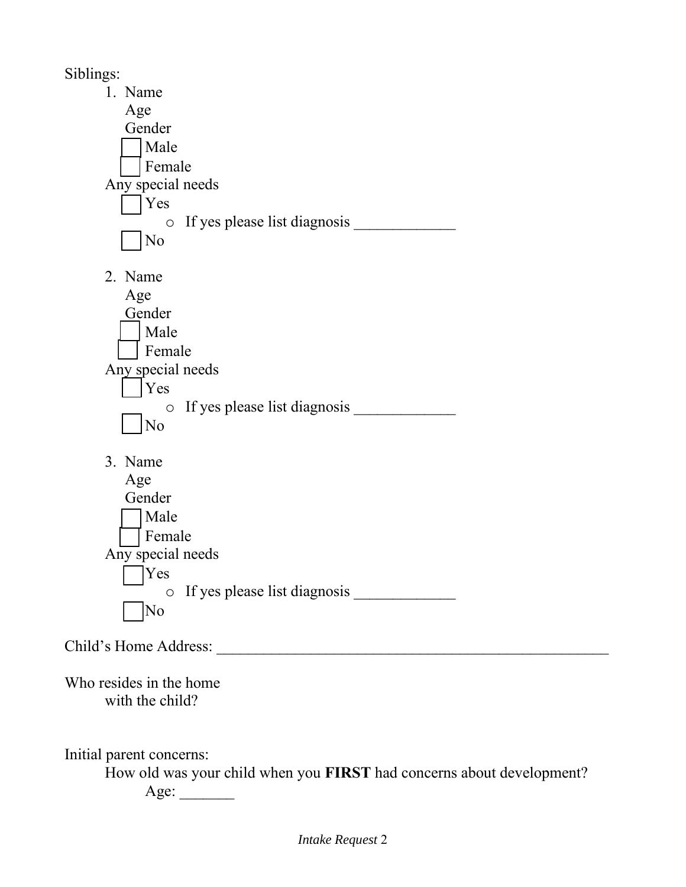Siblings:

1. Name
   Age
   Gender
   - [ ] Male
   - [ ] Female

   Any special needs
   - [ ] Yes
     - If yes please list diagnosis _____________
   - [ ] No

2. Name
   Age
   Gender
   - [ ] Male
   - [ ] Female

   Any special needs
   - [ ] Yes
     - If yes please list diagnosis _____________
   - [ ] No

3. Name
   Age
   Gender
   - [ ] Male
   - [ ] Female

   Any special needs
   - [ ] Yes
     - If yes please list diagnosis _____________
   - [ ] No

Child's Home Address: _____________________________________________________

Who resides in the home
with the child?

Initial parent concerns:

How old was your child when you **FIRST** had concerns about development?

Age: _______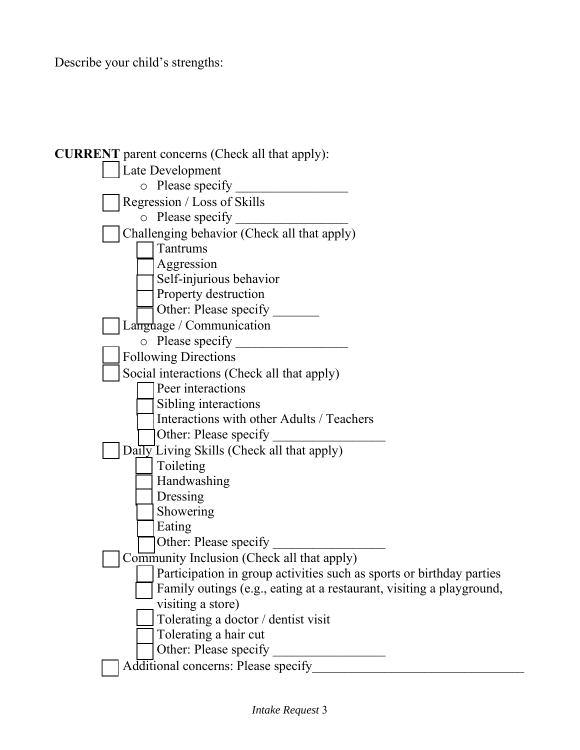Describe your child's strengths:

**CURRENT** parent concerns (Check all that apply):

- [ ] Late Development
  - Please specify _________________
- [ ] Regression / Loss of Skills
  - Please specify _________________
- [ ] Challenging behavior (Check all that apply)
  - [ ] Tantrums
  - [ ] Aggression
  - [ ] Self-injurious behavior
  - [ ] Property destruction
  - [ ] Other: Please specify _______
- [ ] Language / Communication
  - Please specify _________________
- [ ] Following Directions
- [ ] Social interactions (Check all that apply)
  - [ ] Peer interactions
  - [ ] Sibling interactions
  - [ ] Interactions with other Adults / Teachers
  - [ ] Other: Please specify _________________
- [ ] Daily Living Skills (Check all that apply)
  - [ ] Toileting
  - [ ] Handwashing
  - [ ] Dressing
  - [ ] Showering
  - [ ] Eating
  - [ ] Other: Please specify _________________
- [ ] Community Inclusion (Check all that apply)
  - [ ] Participation in group activities such as sports or birthday parties
  - [ ] Family outings (e.g., eating at a restaurant, visiting a playground, visiting a store)
  - [ ] Tolerating a doctor / dentist visit
  - [ ] Tolerating a hair cut
  - [ ] Other: Please specify _________________
- [ ] Additional concerns: Please specify________________________________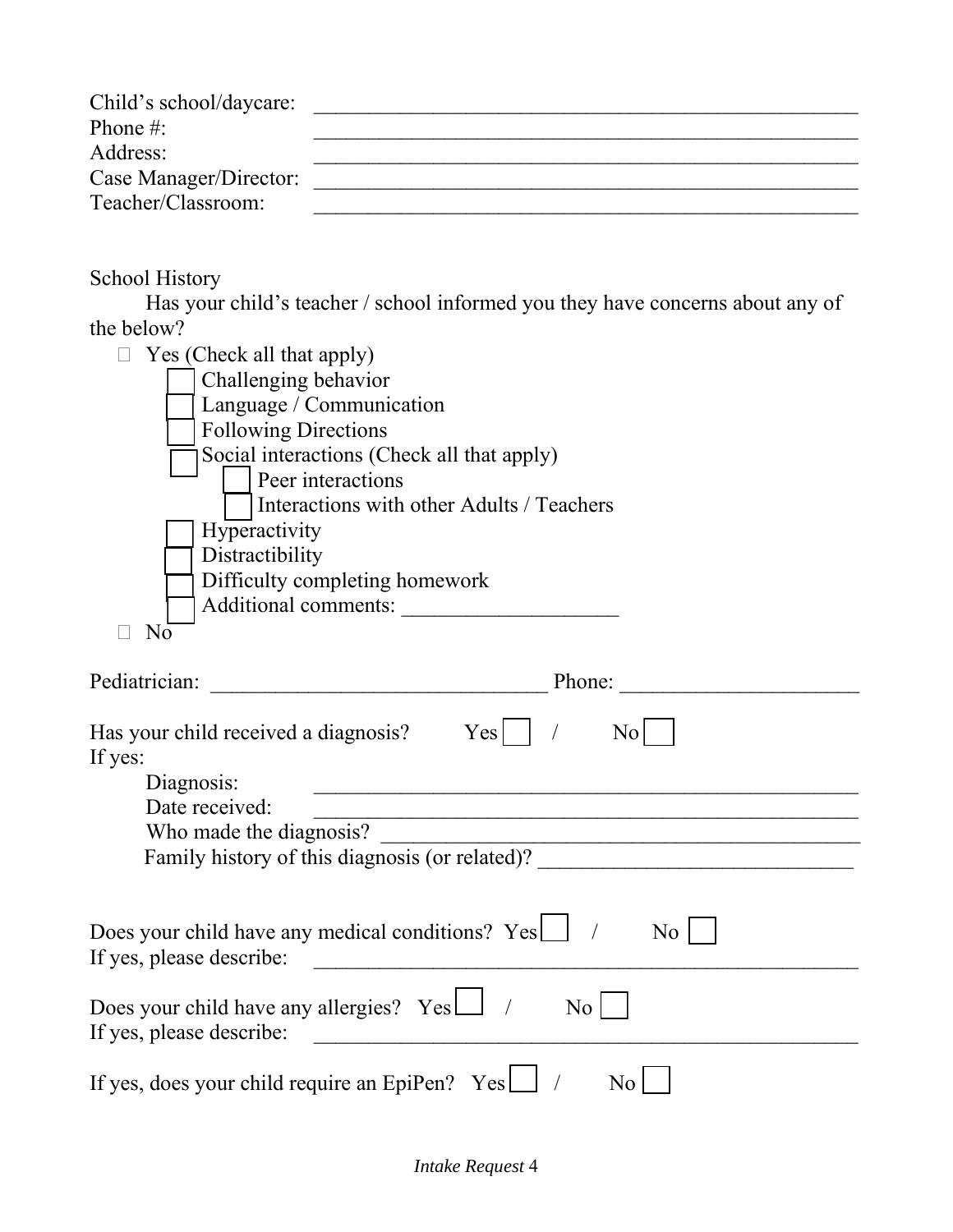Child's school/daycare: \_\_\_\_\_\_\_\_\_\_\_\_\_\_\_\_\_\_\_\_\_\_\_\_\_\_\_\_\_\_\_\_\_\_\_\_\_\_\_\_\_\_\_\_\_\_\_\_
Phone #: \_\_\_\_\_\_\_\_\_\_\_\_\_\_\_\_\_\_\_\_\_\_\_\_\_\_\_\_\_\_\_\_\_\_\_\_\_\_\_\_\_\_\_\_\_\_\_\_
Address: \_\_\_\_\_\_\_\_\_\_\_\_\_\_\_\_\_\_\_\_\_\_\_\_\_\_\_\_\_\_\_\_\_\_\_\_\_\_\_\_\_\_\_\_\_\_\_\_
Case Manager/Director: \_\_\_\_\_\_\_\_\_\_\_\_\_\_\_\_\_\_\_\_\_\_\_\_\_\_\_\_\_\_\_\_\_\_\_\_\_\_\_\_\_\_\_\_\_\_\_\_
Teacher/Classroom: \_\_\_\_\_\_\_\_\_\_\_\_\_\_\_\_\_\_\_\_\_\_\_\_\_\_\_\_\_\_\_\_\_\_\_\_\_\_\_\_\_\_\_\_\_\_\_\_

School History

Has your child's teacher / school informed you they have concerns about any of the below?

- ☐ Yes (Check all that apply)
  - ☐ Challenging behavior
  - ☐ Language / Communication
  - ☐ Following Directions
  - ☐ Social interactions (Check all that apply)
    - ☐ Peer interactions
    - ☐ Interactions with other Adults / Teachers
  - ☐ Hyperactivity
  - ☐ Distractibility
  - ☐ Difficulty completing homework
  - ☐ Additional comments: \_\_\_\_\_\_\_\_\_\_\_\_\_\_\_\_\_\_\_\_
- ☐ No

Pediatrician: \_\_\_\_\_\_\_\_\_\_\_\_\_\_\_\_\_\_\_\_\_\_\_\_\_\_\_\_\_\_\_ Phone: \_\_\_\_\_\_\_\_\_\_\_\_\_\_\_\_\_\_\_\_\_\_

Has your child received a diagnosis? Yes ☐ / No ☐

If yes:

Diagnosis: \_\_\_\_\_\_\_\_\_\_\_\_\_\_\_\_\_\_\_\_\_\_\_\_\_\_\_\_\_\_\_\_\_\_\_\_\_\_\_\_\_\_\_\_\_\_\_\_
Date received: \_\_\_\_\_\_\_\_\_\_\_\_\_\_\_\_\_\_\_\_\_\_\_\_\_\_\_\_\_\_\_\_\_\_\_\_\_\_\_\_\_\_\_\_\_\_\_\_
Who made the diagnosis? \_\_\_\_\_\_\_\_\_\_\_\_\_\_\_\_\_\_\_\_\_\_\_\_\_\_\_\_\_\_\_\_\_\_\_\_\_\_\_\_\_\_\_\_
Family history of this diagnosis (or related)? \_\_\_\_\_\_\_\_\_\_\_\_\_\_\_\_\_\_\_\_\_\_\_\_\_\_\_\_\_\_

Does your child have any medical conditions? Yes ☐ / No ☐

If yes, please describe: \_\_\_\_\_\_\_\_\_\_\_\_\_\_\_\_\_\_\_\_\_\_\_\_\_\_\_\_\_\_\_\_\_\_\_\_\_\_\_\_\_\_\_\_\_\_\_\_

Does your child have any allergies? Yes ☐ / No ☐

If yes, please describe: \_\_\_\_\_\_\_\_\_\_\_\_\_\_\_\_\_\_\_\_\_\_\_\_\_\_\_\_\_\_\_\_\_\_\_\_\_\_\_\_\_\_\_\_\_\_\_\_

If yes, does your child require an EpiPen? Yes ☐ / No ☐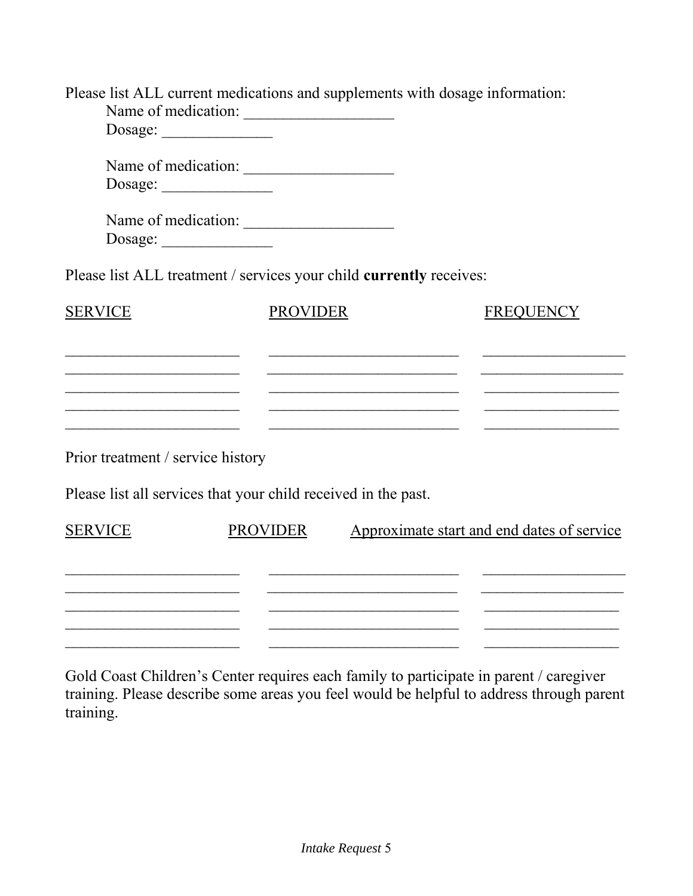Please list ALL current medications and supplements with dosage information:

Name of medication: ___________________
Dosage: ______________

Name of medication: ___________________
Dosage: ______________

Name of medication: ___________________
Dosage: ______________

Please list ALL treatment / services your child **currently** receives:

| SERVICE | PROVIDER | FREQUENCY |
| --- | --- | --- |
| _______________________ | _________________________ | __________________ |
| _______________________ | _________________________ | __________________ |
| _______________________ | _________________________ | __________________ |
| _______________________ | _________________________ | __________________ |
| _______________________ | _________________________ | __________________ |

Prior treatment / service history

Please list all services that your child received in the past.

| SERVICE | PROVIDER | Approximate start and end dates of service |
| --- | --- | --- |
| _______________________ | _________________________ | __________________ |
| _______________________ | _________________________ | __________________ |
| _______________________ | _________________________ | __________________ |
| _______________________ | _________________________ | __________________ |
| _______________________ | _________________________ | __________________ |

Gold Coast Children's Center requires each family to participate in parent / caregiver training. Please describe some areas you feel would be helpful to address through parent training.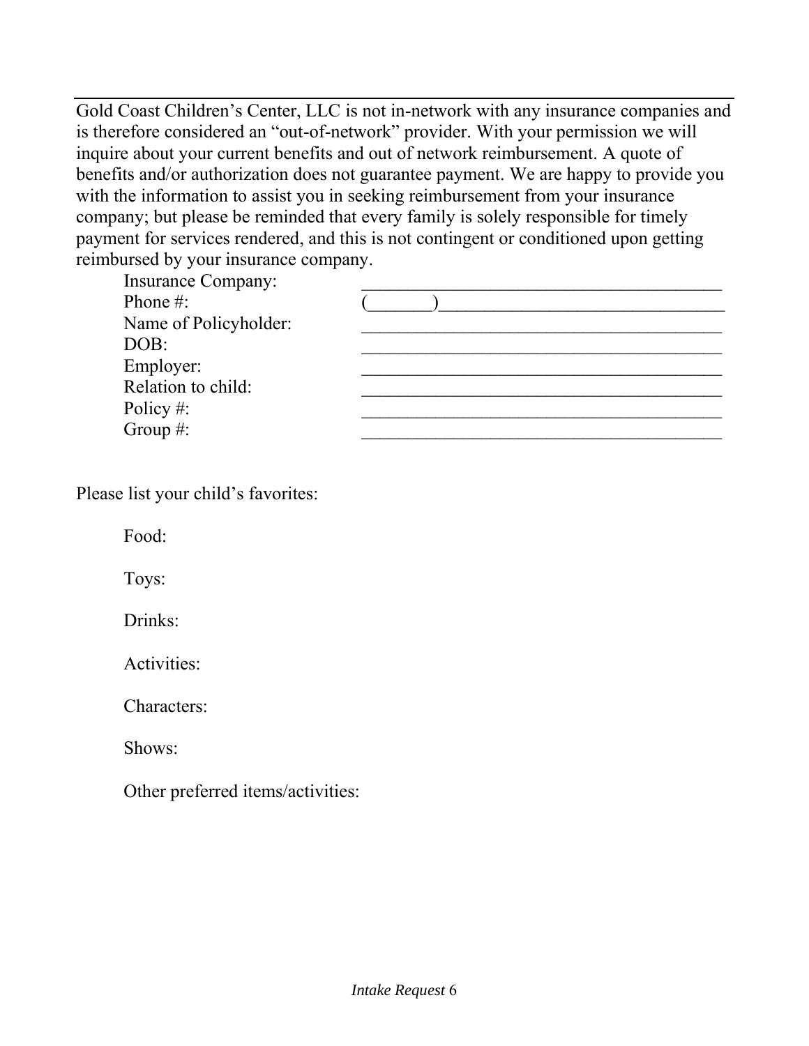Gold Coast Children's Center, LLC is not in-network with any insurance companies and is therefore considered an "out-of-network" provider. With your permission we will inquire about your current benefits and out of network reimbursement. A quote of benefits and/or authorization does not guarantee payment. We are happy to provide you with the information to assist you in seeking reimbursement from your insurance company; but please be reminded that every family is solely responsible for timely payment for services rendered, and this is not contingent or conditioned upon getting reimbursed by your insurance company.

Insurance Company: ________________________________________

Phone #: (_______)_______________________________

Name of Policyholder: ________________________________________

DOB: ________________________________________

Employer: ________________________________________

Relation to child: ________________________________________

Policy #: ________________________________________

Group #: ________________________________________

Please list your child's favorites:

Food:

Toys:

Drinks:

Activities:

Characters:

Shows:

Other preferred items/activities: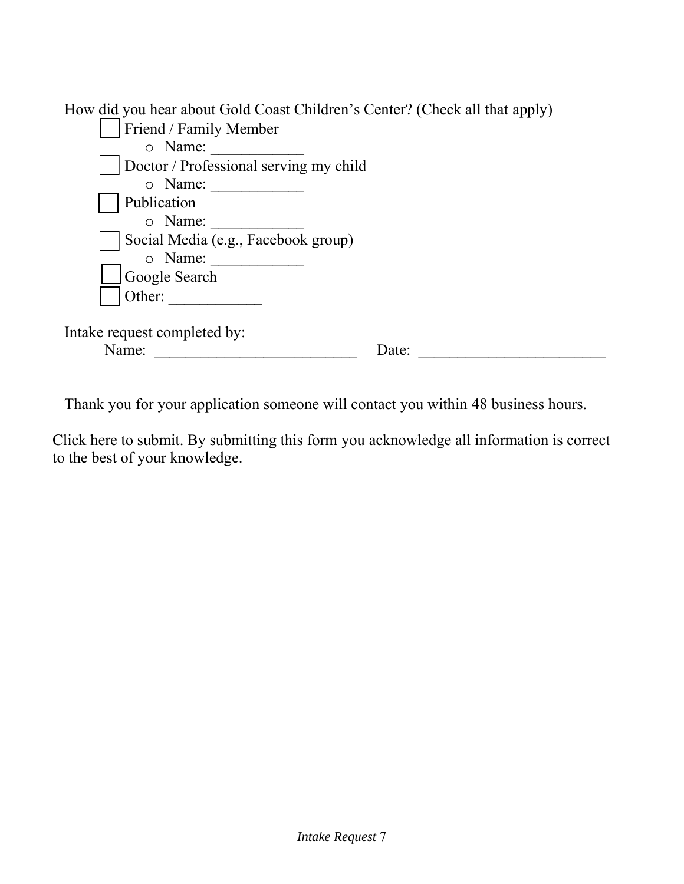How did you hear about Gold Coast Children's Center? (Check all that apply)

- ☐ Friend / Family Member
  - Name: ____________
- ☐ Doctor / Professional serving my child
  - Name: ____________
- ☐ Publication
  - Name: ____________
- ☐ Social Media (e.g., Facebook group)
  - Name: ____________
- ☐ Google Search
- ☐ Other: ____________

Intake request completed by:

Name: ___________________________ Date: _________________________

Thank you for your application someone will contact you within 48 business hours.

Click here to submit. By submitting this form you acknowledge all information is correct to the best of your knowledge.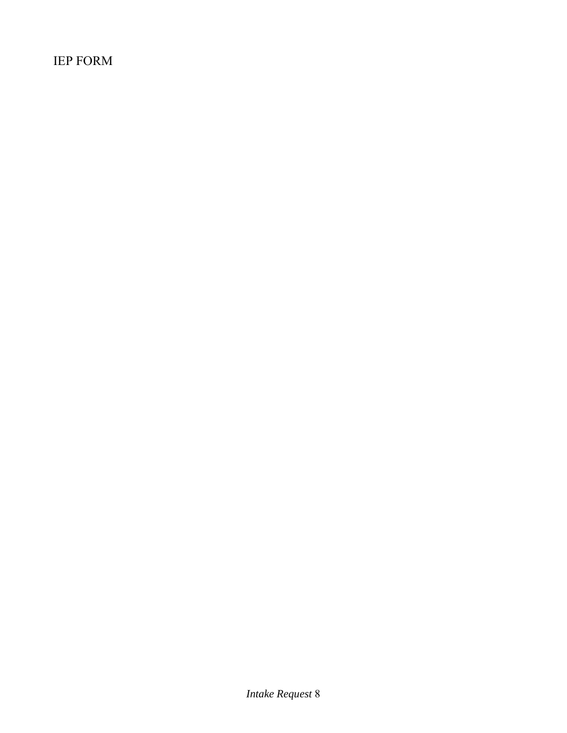IEP FORM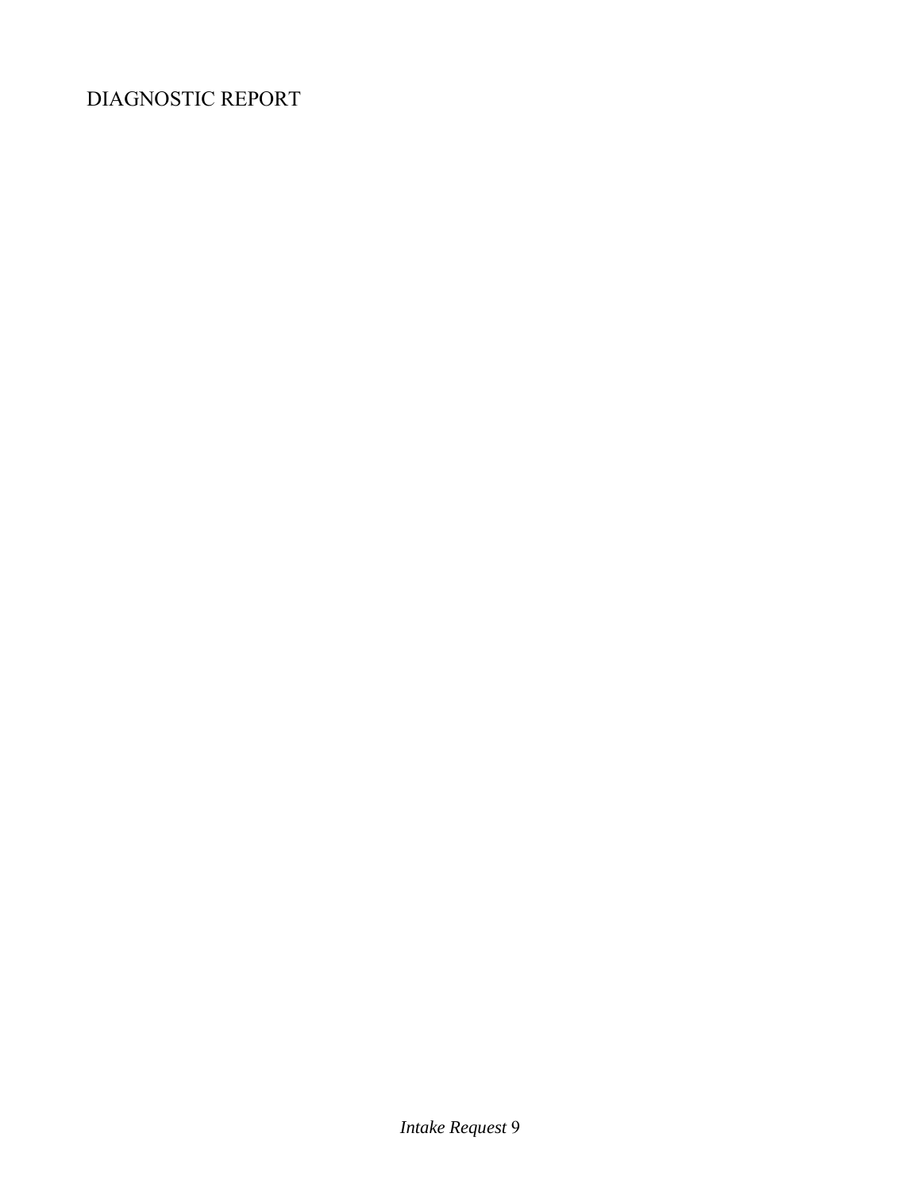DIAGNOSTIC REPORT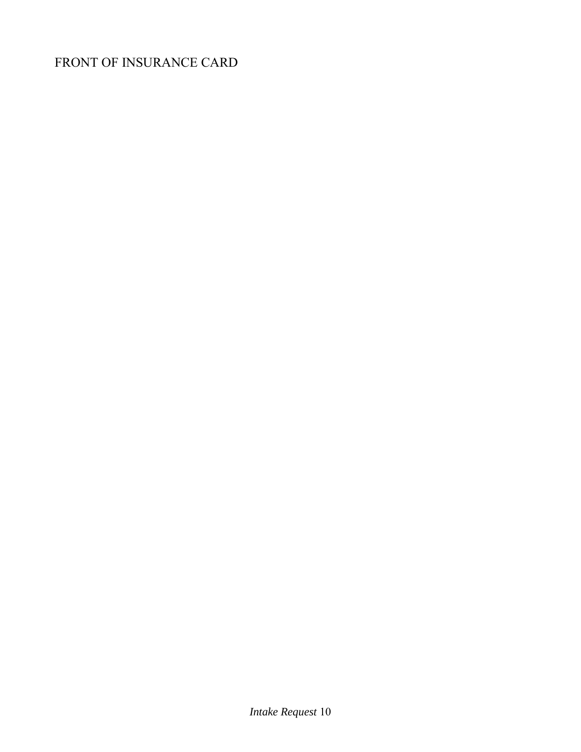FRONT OF INSURANCE CARD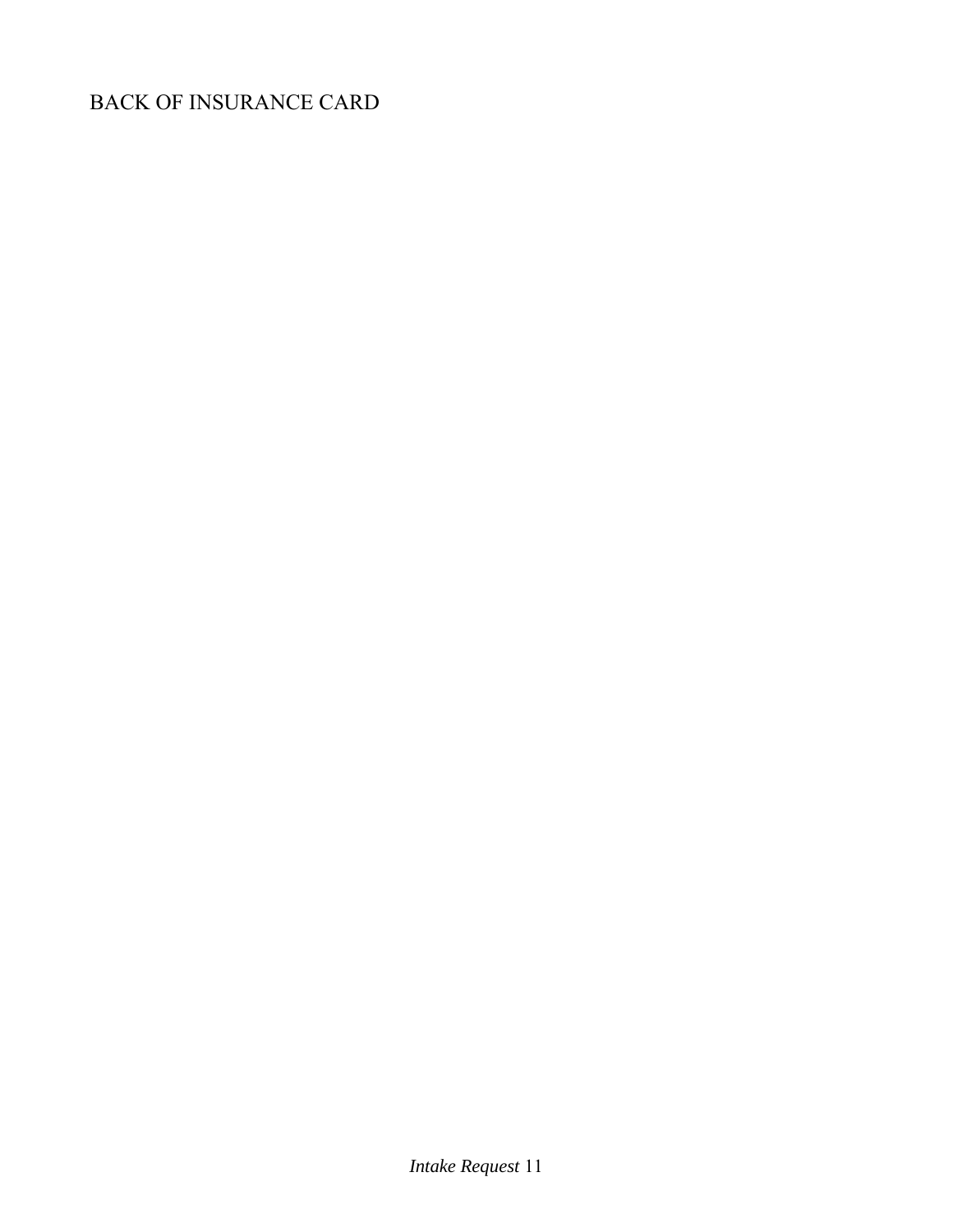BACK OF INSURANCE CARD